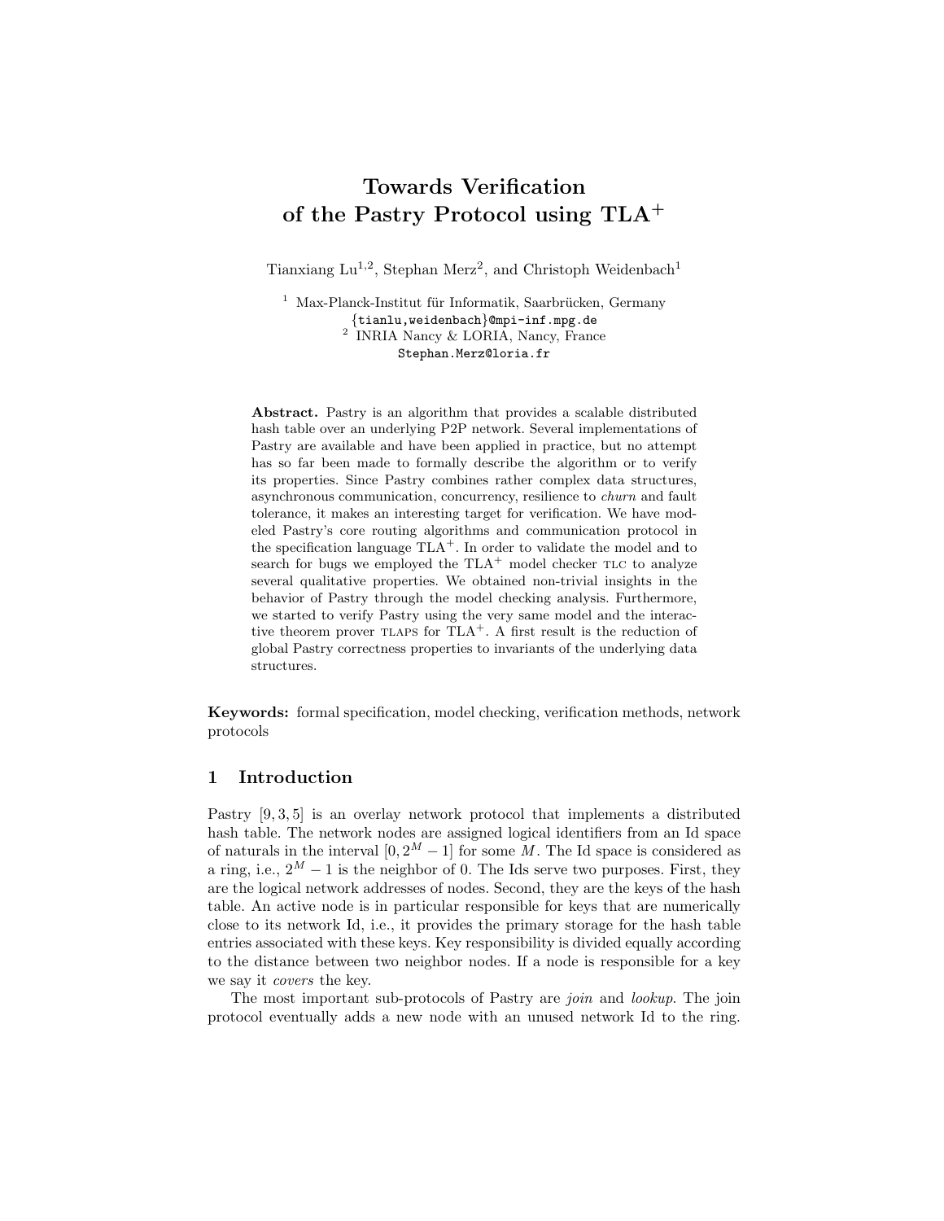# Towards Verification of the Pastry Protocol using TLA$^+$

Tianxiang Lu[1,2], Stephan Merz[2], and Christoph Weidenbach[1]

[1] Max-Planck-Institut für Informatik, Saarbrücken, Germany
{tianlu,weidenbach}@mpi-inf.mpg.de
[2] INRIA Nancy & LORIA, Nancy, France
Stephan.Merz@loria.fr

**Abstract.** Pastry is an algorithm that provides a scalable distributed hash table over an underlying P2P network. Several implementations of Pastry are available and have been applied in practice, but no attempt has so far been made to formally describe the algorithm or to verify its properties. Since Pastry combines rather complex data structures, asynchronous communication, concurrency, resilience to *churn* and fault tolerance, it makes an interesting target for verification. We have modeled Pastry's core routing algorithms and communication protocol in the specification language TLA$^+$. In order to validate the model and to search for bugs we employed the TLA$^+$ model checker TLC to analyze several qualitative properties. We obtained non-trivial insights in the behavior of Pastry through the model checking analysis. Furthermore, we started to verify Pastry using the very same model and the interactive theorem prover TLAPS for TLA$^+$. A first result is the reduction of global Pastry correctness properties to invariants of the underlying data structures.

**Keywords:** formal specification, model checking, verification methods, network protocols

## 1 Introduction

Pastry [9, 3, 5] is an overlay network protocol that implements a distributed hash table. The network nodes are assigned logical identifiers from an Id space of naturals in the interval $[0, 2^M - 1]$ for some $M$. The Id space is considered as a ring, i.e., $2^M - 1$ is the neighbor of 0. The Ids serve two purposes. First, they are the logical network addresses of nodes. Second, they are the keys of the hash table. An active node is in particular responsible for keys that are numerically close to its network Id, i.e., it provides the primary storage for the hash table entries associated with these keys. Key responsibility is divided equally according to the distance between two neighbor nodes. If a node is responsible for a key we say it *covers* the key.

The most important sub-protocols of Pastry are *join* and *lookup*. The join protocol eventually adds a new node with an unused network Id to the ring.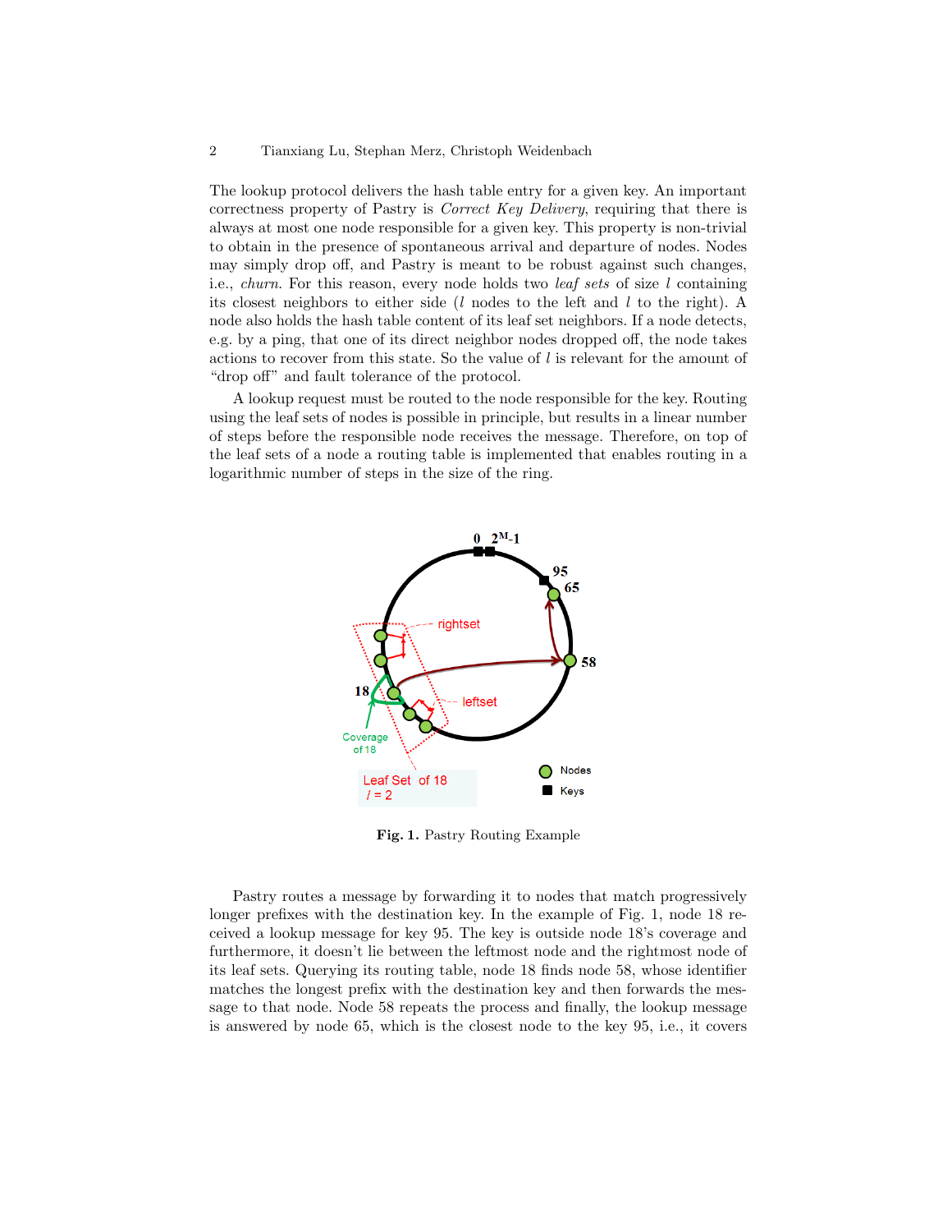The lookup protocol delivers the hash table entry for a given key. An important correctness property of Pastry is *Correct Key Delivery*, requiring that there is always at most one node responsible for a given key. This property is non-trivial to obtain in the presence of spontaneous arrival and departure of nodes. Nodes may simply drop off, and Pastry is meant to be robust against such changes, i.e., *churn*. For this reason, every node holds two *leaf sets* of size $l$ containing its closest neighbors to either side ($l$ nodes to the left and $l$ to the right). A node also holds the hash table content of its leaf set neighbors. If a node detects, e.g. by a ping, that one of its direct neighbor nodes dropped off, the node takes actions to recover from this state. So the value of $l$ is relevant for the amount of "drop off" and fault tolerance of the protocol.

A lookup request must be routed to the node responsible for the key. Routing using the leaf sets of nodes is possible in principle, but results in a linear number of steps before the responsible node receives the message. Therefore, on top of the leaf sets of a node a routing table is implemented that enables routing in a logarithmic number of steps in the size of the ring.

0
$2^M$-1
95
65
58
18
rightset
leftset
Coverage of 18
Leaf Set of 18
$l$ = 2
Nodes
Keys

**Fig. 1.** Pastry Routing Example

Pastry routes a message by forwarding it to nodes that match progressively longer prefixes with the destination key. In the example of Fig. 1, node 18 received a lookup message for key 95. The key is outside node 18's coverage and furthermore, it doesn't lie between the leftmost node and the rightmost node of its leaf sets. Querying its routing table, node 18 finds node 58, whose identifier matches the longest prefix with the destination key and then forwards the message to that node. Node 58 repeats the process and finally, the lookup message is answered by node 65, which is the closest node to the key 95, i.e., it covers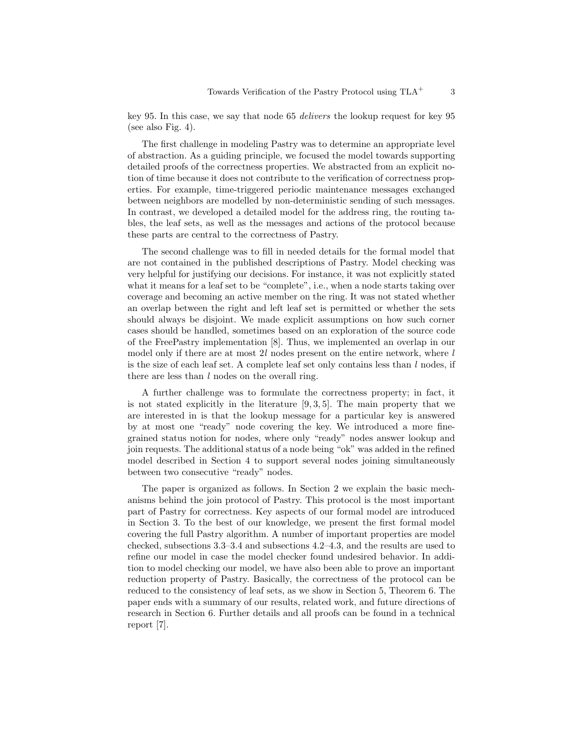key 95. In this case, we say that node 65 *delivers* the lookup request for key 95 (see also Fig. 4).

The first challenge in modeling Pastry was to determine an appropriate level of abstraction. As a guiding principle, we focused the model towards supporting detailed proofs of the correctness properties. We abstracted from an explicit notion of time because it does not contribute to the verification of correctness properties. For example, time-triggered periodic maintenance messages exchanged between neighbors are modelled by non-deterministic sending of such messages. In contrast, we developed a detailed model for the address ring, the routing tables, the leaf sets, as well as the messages and actions of the protocol because these parts are central to the correctness of Pastry.

The second challenge was to fill in needed details for the formal model that are not contained in the published descriptions of Pastry. Model checking was very helpful for justifying our decisions. For instance, it was not explicitly stated what it means for a leaf set to be "complete", i.e., when a node starts taking over coverage and becoming an active member on the ring. It was not stated whether an overlap between the right and left leaf set is permitted or whether the sets should always be disjoint. We made explicit assumptions on how such corner cases should be handled, sometimes based on an exploration of the source code of the FreePastry implementation [8]. Thus, we implemented an overlap in our model only if there are at most $2l$ nodes present on the entire network, where $l$ is the size of each leaf set. A complete leaf set only contains less than $l$ nodes, if there are less than $l$ nodes on the overall ring.

A further challenge was to formulate the correctness property; in fact, it is not stated explicitly in the literature [9, 3, 5]. The main property that we are interested in is that the lookup message for a particular key is answered by at most one "ready" node covering the key. We introduced a more fine-grained status notion for nodes, where only "ready" nodes answer lookup and join requests. The additional status of a node being "ok" was added in the refined model described in Section 4 to support several nodes joining simultaneously between two consecutive "ready" nodes.

The paper is organized as follows. In Section 2 we explain the basic mechanisms behind the join protocol of Pastry. This protocol is the most important part of Pastry for correctness. Key aspects of our formal model are introduced in Section 3. To the best of our knowledge, we present the first formal model covering the full Pastry algorithm. A number of important properties are model checked, subsections 3.3–3.4 and subsections 4.2–4.3, and the results are used to refine our model in case the model checker found undesired behavior. In addition to model checking our model, we have also been able to prove an important reduction property of Pastry. Basically, the correctness of the protocol can be reduced to the consistency of leaf sets, as we show in Section 5, Theorem 6. The paper ends with a summary of our results, related work, and future directions of research in Section 6. Further details and all proofs can be found in a technical report [7].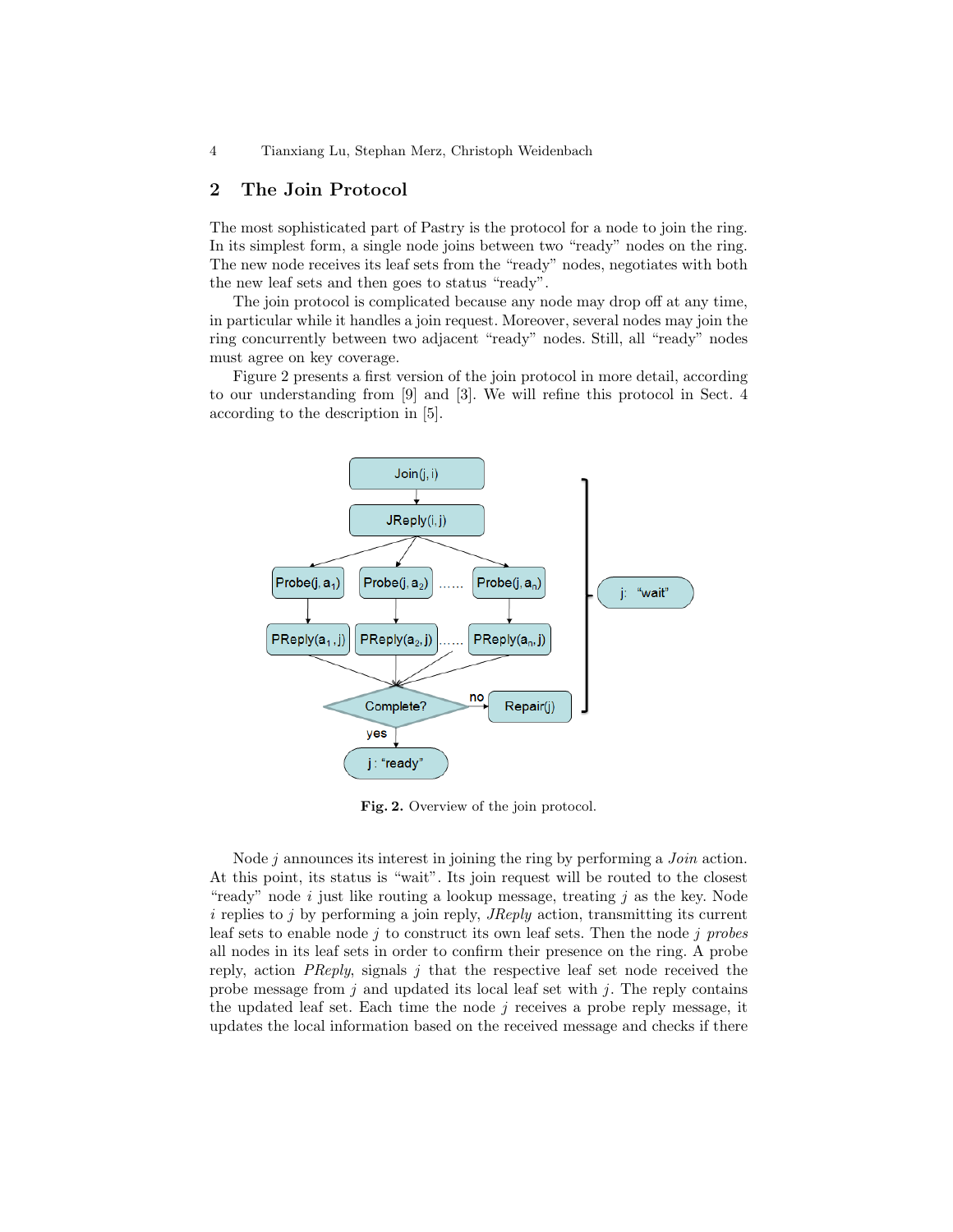## 2 The Join Protocol

The most sophisticated part of Pastry is the protocol for a node to join the ring. In its simplest form, a single node joins between two "ready" nodes on the ring. The new node receives its leaf sets from the "ready" nodes, negotiates with both the new leaf sets and then goes to status "ready".

The join protocol is complicated because any node may drop off at any time, in particular while it handles a join request. Moreover, several nodes may join the ring concurrently between two adjacent "ready" nodes. Still, all "ready" nodes must agree on key coverage.

Figure 2 presents a first version of the join protocol in more detail, according to our understanding from [9] and [3]. We will refine this protocol in Sect. 4 according to the description in [5].

**Fig. 2.** Overview of the join protocol.

Node $j$ announces its interest in joining the ring by performing a *Join* action. At this point, its status is "wait". Its join request will be routed to the closest "ready" node $i$ just like routing a lookup message, treating $j$ as the key. Node $i$ replies to $j$ by performing a join reply, *JReply* action, transmitting its current leaf sets to enable node $j$ to construct its own leaf sets. Then the node $j$ *probes* all nodes in its leaf sets in order to confirm their presence on the ring. A probe reply, action *PReply*, signals $j$ that the respective leaf set node received the probe message from $j$ and updated its local leaf set with $j$. The reply contains the updated leaf set. Each time the node $j$ receives a probe reply message, it updates the local information based on the received message and checks if there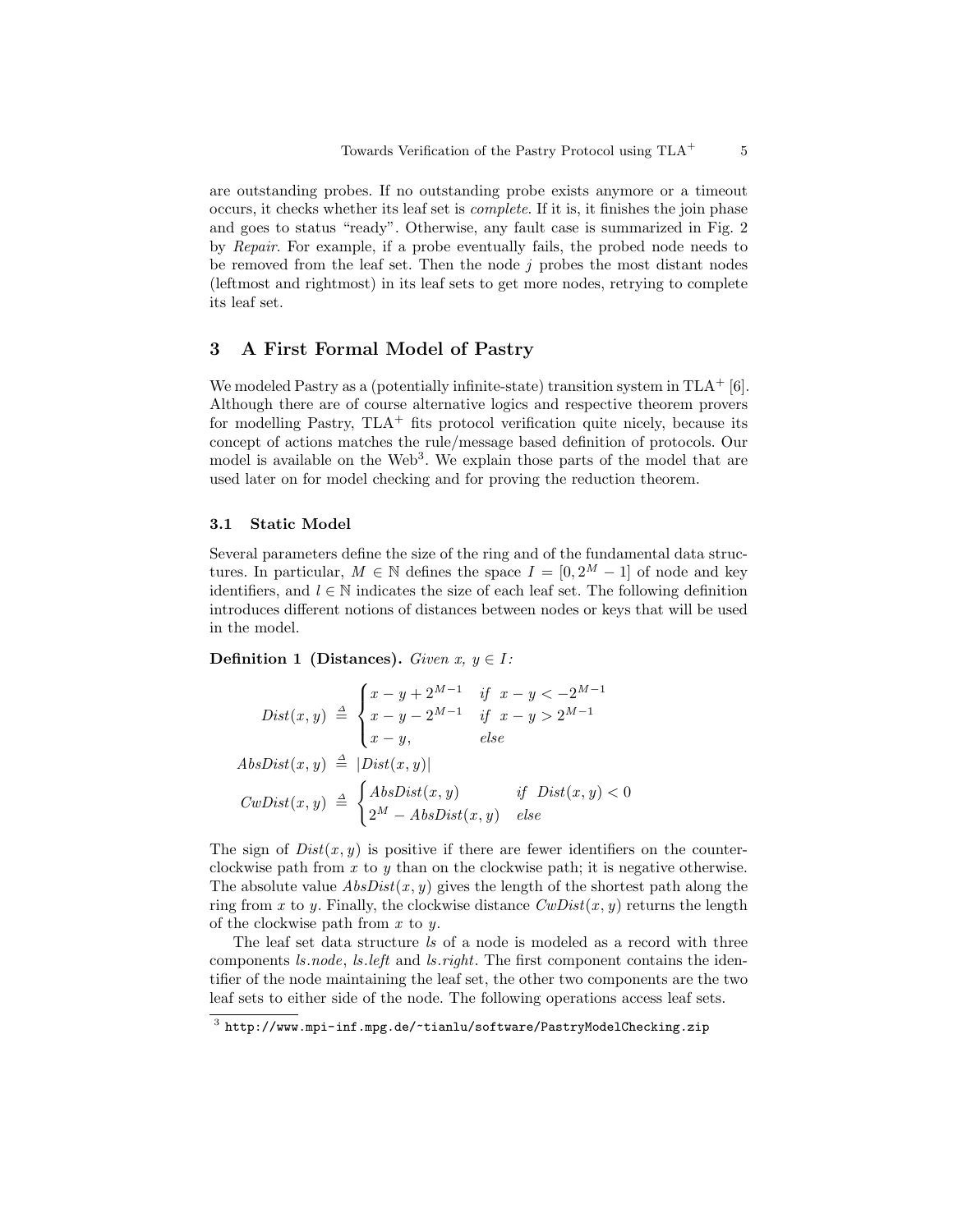are outstanding probes. If no outstanding probe exists anymore or a timeout occurs, it checks whether its leaf set is *complete*. If it is, it finishes the join phase and goes to status "ready". Otherwise, any fault case is summarized in Fig. 2 by *Repair*. For example, if a probe eventually fails, the probed node needs to be removed from the leaf set. Then the node $j$ probes the most distant nodes (leftmost and rightmost) in its leaf sets to get more nodes, retrying to complete its leaf set.

## 3 A First Formal Model of Pastry

We modeled Pastry as a (potentially infinite-state) transition system in TLA$^+$ [6]. Although there are of course alternative logics and respective theorem provers for modelling Pastry, TLA$^+$ fits protocol verification quite nicely, because its concept of actions matches the rule/message based definition of protocols. Our model is available on the Web[3]. We explain those parts of the model that are used later on for model checking and for proving the reduction theorem.

### 3.1 Static Model

Several parameters define the size of the ring and of the fundamental data structures. In particular, $M \in \mathbb{N}$ defines the space $I = [0, 2^M - 1]$ of node and key identifiers, and $l \in \mathbb{N}$ indicates the size of each leaf set. The following definition introduces different notions of distances between nodes or keys that will be used in the model.

**Definition 1 (Distances).** *Given $x, y \in I$:*

$$
\begin{aligned}
Dist(x, y) &\triangleq \begin{cases} x - y + 2^{M-1} & \text{if } x - y < -2^{M-1} \\ x - y - 2^{M-1} & \text{if } x - y > 2^{M-1} \\ x - y, & \text{else} \end{cases} \\
AbsDist(x, y) &\triangleq |Dist(x, y)| \\
CwDist(x, y) &\triangleq \begin{cases} AbsDist(x, y) & \text{if } Dist(x, y) < 0 \\ 2^M - AbsDist(x, y) & \text{else} \end{cases}
\end{aligned}
$$

The sign of $Dist(x, y)$ is positive if there are fewer identifiers on the counterclockwise path from $x$ to $y$ than on the clockwise path; it is negative otherwise. The absolute value $AbsDist(x, y)$ gives the length of the shortest path along the ring from $x$ to $y$. Finally, the clockwise distance $CwDist(x, y)$ returns the length of the clockwise path from $x$ to $y$.

The leaf set data structure $ls$ of a node is modeled as a record with three components $ls.node$, $ls.left$ and $ls.right$. The first component contains the identifier of the node maintaining the leaf set, the other two components are the two leaf sets to either side of the node. The following operations access leaf sets.

[3] http://www.mpi-inf.mpg.de/~tianlu/software/PastryModelChecking.zip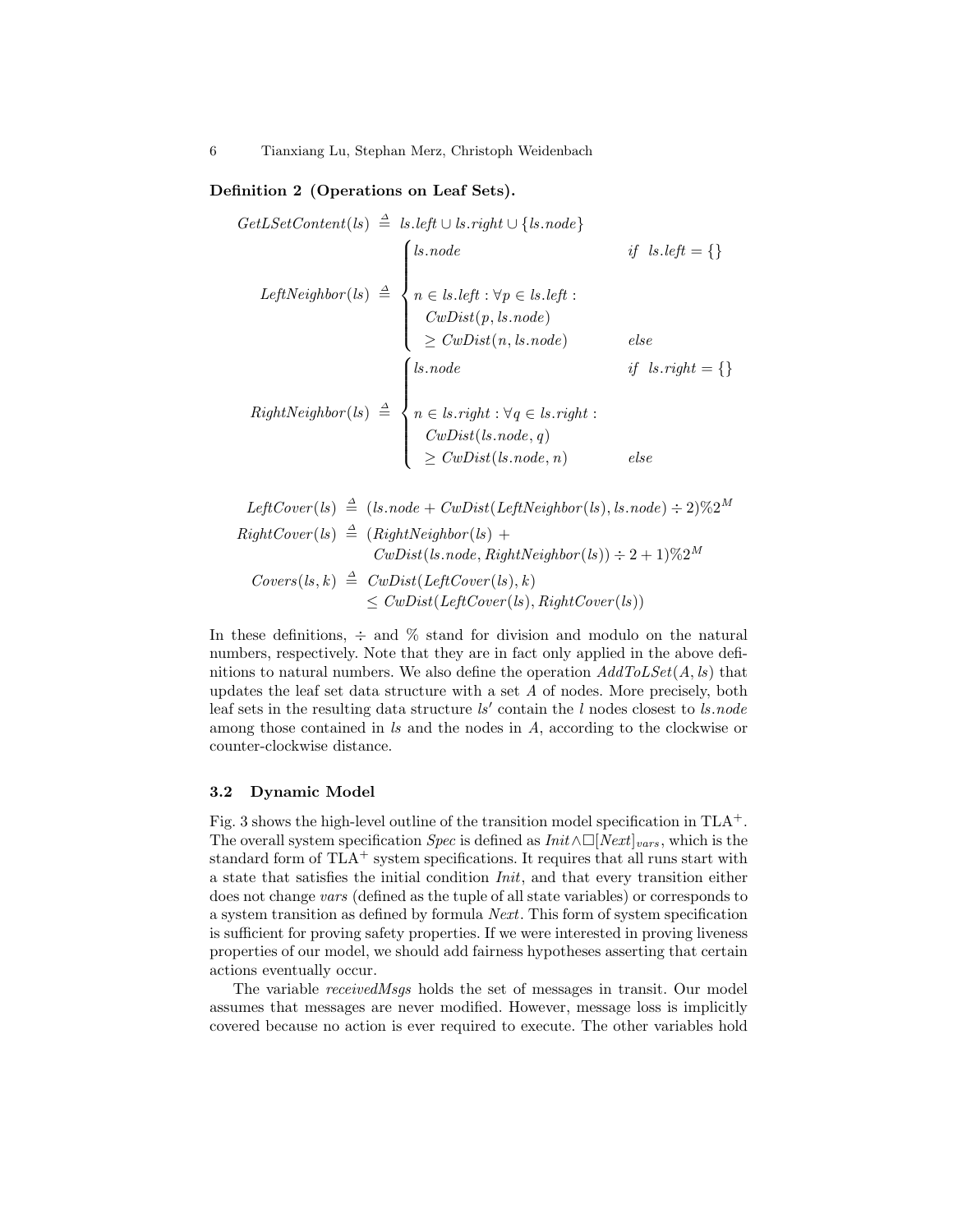**Definition 2 (Operations on Leaf Sets).**

$$GetLSetContent(ls) \triangleq ls.left \cup ls.right \cup \{ls.node\}$$

$$LeftNeighbor(ls) \triangleq \begin{cases} ls.node & if \;\; ls.left = \{\} \\ n \in ls.left : \forall p \in ls.left : \\ \quad CwDist(p, ls.node) \\ \quad \geq CwDist(n, ls.node) & else \end{cases}$$

$$RightNeighbor(ls) \triangleq \begin{cases} ls.node & if \;\; ls.right = \{\} \\ n \in ls.right : \forall q \in ls.right : \\ \quad CwDist(ls.node, q) \\ \quad \geq CwDist(ls.node, n) & else \end{cases}$$

$$LeftCover(ls) \triangleq (ls.node + CwDist(LeftNeighbor(ls), ls.node) \div 2)\%2^M$$

$$RightCover(ls) \triangleq (RightNeighbor(ls) + CwDist(ls.node, RightNeighbor(ls)) \div 2 + 1)\%2^M$$

$$Covers(ls, k) \triangleq CwDist(LeftCover(ls), k) \leq CwDist(LeftCover(ls), RightCover(ls))$$

In these definitions, $\div$ and $\%$ stand for division and modulo on the natural numbers, respectively. Note that they are in fact only applied in the above definitions to natural numbers. We also define the operation $AddToLSet(A, ls)$ that updates the leaf set data structure with a set $A$ of nodes. More precisely, both leaf sets in the resulting data structure $ls'$ contain the $l$ nodes closest to $ls.node$ among those contained in $ls$ and the nodes in $A$, according to the clockwise or counter-clockwise distance.

### 3.2 Dynamic Model

Fig. 3 shows the high-level outline of the transition model specification in TLA$^+$. The overall system specification *Spec* is defined as $Init \wedge \Box[Next]_{vars}$, which is the standard form of TLA$^+$ system specifications. It requires that all runs start with a state that satisfies the initial condition *Init*, and that every transition either does not change *vars* (defined as the tuple of all state variables) or corresponds to a system transition as defined by formula *Next*. This form of system specification is sufficient for proving safety properties. If we were interested in proving liveness properties of our model, we should add fairness hypotheses asserting that certain actions eventually occur.

The variable *receivedMsgs* holds the set of messages in transit. Our model assumes that messages are never modified. However, message loss is implicitly covered because no action is ever required to execute. The other variables hold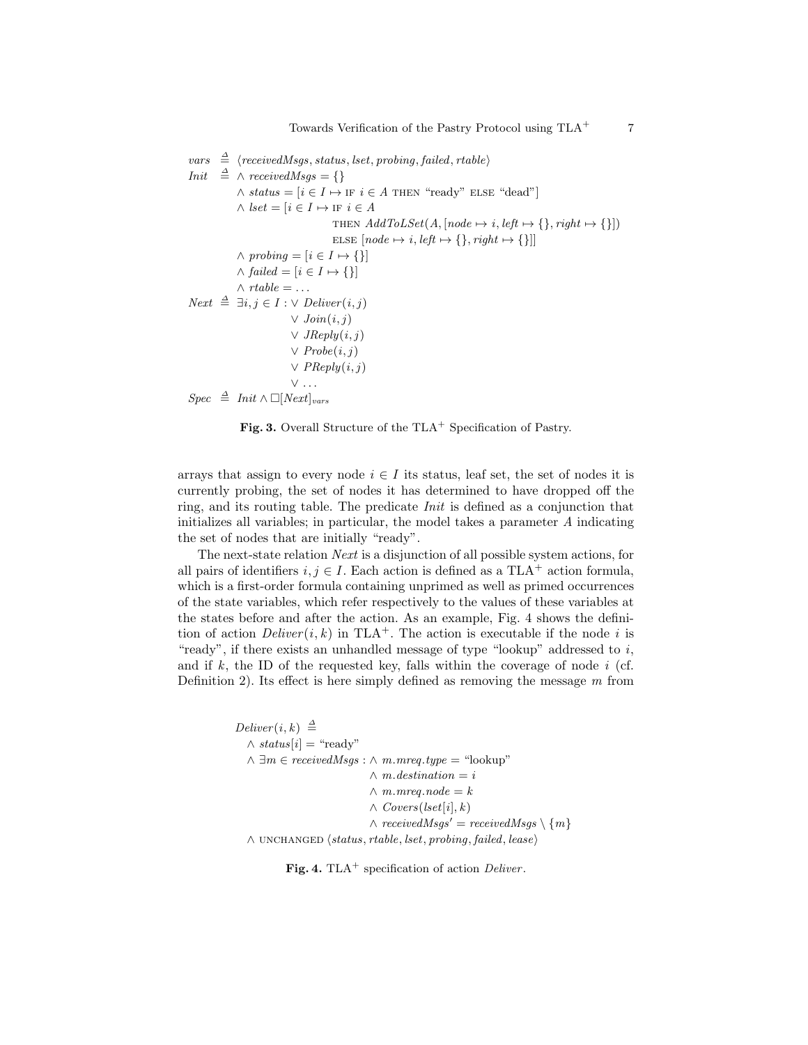$$
\begin{aligned}
vars \;&\triangleq\; \langle receivedMsgs, status, lset, probing, failed, rtable\rangle \\
Init \;&\triangleq\; \land\ receivedMsgs = \{\} \\
&\quad\ \land\ status = [i \in I \mapsto \text{IF } i \in A \text{ THEN } \text{“ready”} \text{ ELSE } \text{“dead”}] \\
&\quad\ \land\ lset = [i \in I \mapsto \text{IF } i \in A \\
&\qquad\qquad\qquad\qquad \text{THEN } AddToLSet(A, [node \mapsto i, left \mapsto \{\}, right \mapsto \{\}]) \\
&\qquad\qquad\qquad\qquad \text{ELSE } [node \mapsto i, left \mapsto \{\}, right \mapsto \{\}]] \\
&\quad\ \land\ probing = [i \in I \mapsto \{\}] \\
&\quad\ \land\ failed = [i \in I \mapsto \{\}] \\
&\quad\ \land\ rtable = \ldots \\
Next \;&\triangleq\; \exists i, j \in I : \lor\ Deliver(i, j) \\
&\qquad\qquad\quad\ \lor\ Join(i, j) \\
&\qquad\qquad\quad\ \lor\ JReply(i, j) \\
&\qquad\qquad\quad\ \lor\ Probe(i, j) \\
&\qquad\qquad\quad\ \lor\ PReply(i, j) \\
&\qquad\qquad\quad\ \lor\ \ldots \\
Spec \;&\triangleq\; Init \land \Box[Next]_{vars}
\end{aligned}
$$

**Fig. 3.** Overall Structure of the TLA$^+$ Specification of Pastry.

arrays that assign to every node $i \in I$ its status, leaf set, the set of nodes it is currently probing, the set of nodes it has determined to have dropped off the ring, and its routing table. The predicate *Init* is defined as a conjunction that initializes all variables; in particular, the model takes a parameter $A$ indicating the set of nodes that are initially “ready”.

The next-state relation *Next* is a disjunction of all possible system actions, for all pairs of identifiers $i, j \in I$. Each action is defined as a TLA$^+$ action formula, which is a first-order formula containing unprimed as well as primed occurrences of the state variables, which refer respectively to the values of these variables at the states before and after the action. As an example, Fig. 4 shows the definition of action $Deliver(i, k)$ in TLA$^+$. The action is executable if the node $i$ is “ready”, if there exists an unhandled message of type “lookup” addressed to $i$, and if $k$, the ID of the requested key, falls within the coverage of node $i$ (cf. Definition 2). Its effect is here simply defined as removing the message $m$ from

$$
\begin{aligned}
&Deliver(i, k) \;\triangleq \\
&\quad \land\ status[i] = \text{“ready”} \\
&\quad \land\ \exists m \in receivedMsgs : \land\ m.mreq.type = \text{“lookup”} \\
&\qquad\qquad\qquad\qquad\qquad\quad\ \land\ m.destination = i \\
&\qquad\qquad\qquad\qquad\qquad\quad\ \land\ m.mreq.node = k \\
&\qquad\qquad\qquad\qquad\qquad\quad\ \land\ Covers(lset[i], k) \\
&\qquad\qquad\qquad\qquad\qquad\quad\ \land\ receivedMsgs' = receivedMsgs \setminus \{m\} \\
&\quad \land\ \text{UNCHANGED } \langle status, rtable, lset, probing, failed, lease\rangle
\end{aligned}
$$

**Fig. 4.** TLA$^+$ specification of action *Deliver*.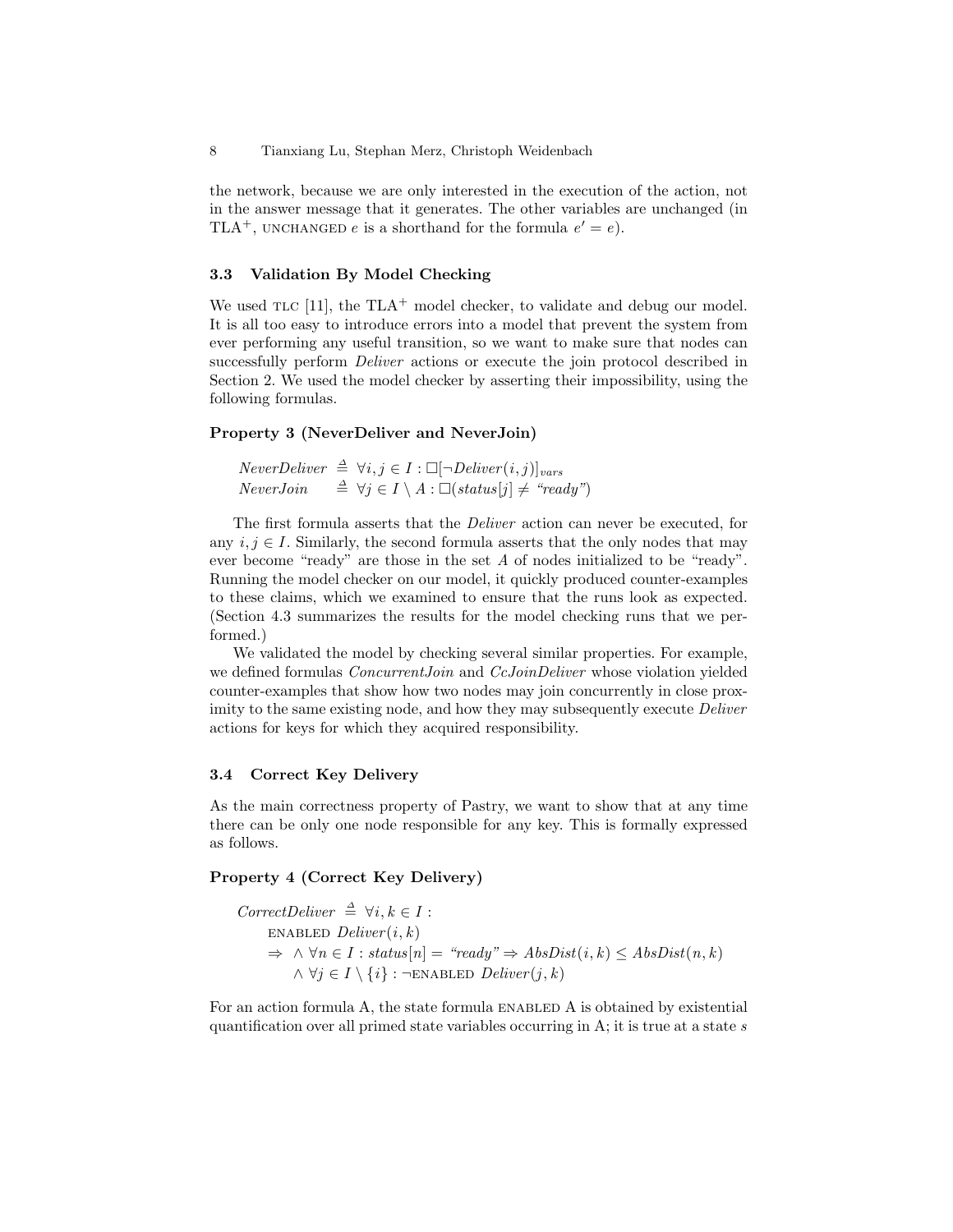the network, because we are only interested in the execution of the action, not in the answer message that it generates. The other variables are unchanged (in TLA$^+$, UNCHANGED $e$ is a shorthand for the formula $e' = e$).

### 3.3 Validation By Model Checking

We used TLC [11], the TLA$^+$ model checker, to validate and debug our model. It is all too easy to introduce errors into a model that prevent the system from ever performing any useful transition, so we want to make sure that nodes can successfully perform *Deliver* actions or execute the join protocol described in Section 2. We used the model checker by asserting their impossibility, using the following formulas.

**Property 3 (NeverDeliver and NeverJoin)**

$$\begin{aligned} \mathit{NeverDeliver} &\triangleq \forall i, j \in I : \Box[\neg \mathit{Deliver}(i, j)]_{vars} \\ \mathit{NeverJoin} &\triangleq \forall j \in I \setminus A : \Box(\mathit{status}[j] \neq \text{“ready”}) \end{aligned}$$

The first formula asserts that the *Deliver* action can never be executed, for any $i, j \in I$. Similarly, the second formula asserts that the only nodes that may ever become “ready” are those in the set $A$ of nodes initialized to be “ready”. Running the model checker on our model, it quickly produced counter-examples to these claims, which we examined to ensure that the runs look as expected. (Section 4.3 summarizes the results for the model checking runs that we performed.)

We validated the model by checking several similar properties. For example, we defined formulas *ConcurrentJoin* and *CcJoinDeliver* whose violation yielded counter-examples that show how two nodes may join concurrently in close proximity to the same existing node, and how they may subsequently execute *Deliver* actions for keys for which they acquired responsibility.

### 3.4 Correct Key Delivery

As the main correctness property of Pastry, we want to show that at any time there can be only one node responsible for any key. This is formally expressed as follows.

**Property 4 (Correct Key Delivery)**

$$\begin{aligned} &\mathit{CorrectDeliver} \triangleq \forall i, k \in I : \\ &\quad \text{ENABLED } \mathit{Deliver}(i, k) \\ &\quad \Rightarrow \ \land \ \forall n \in I : \mathit{status}[n] = \text{“ready”} \Rightarrow \mathit{AbsDist}(i, k) \leq \mathit{AbsDist}(n, k) \\ &\qquad\ \ \land \ \forall j \in I \setminus \{i\} : \neg \text{ENABLED } \mathit{Deliver}(j, k) \end{aligned}$$

For an action formula A, the state formula ENABLED A is obtained by existential quantification over all primed state variables occurring in A; it is true at a state $s$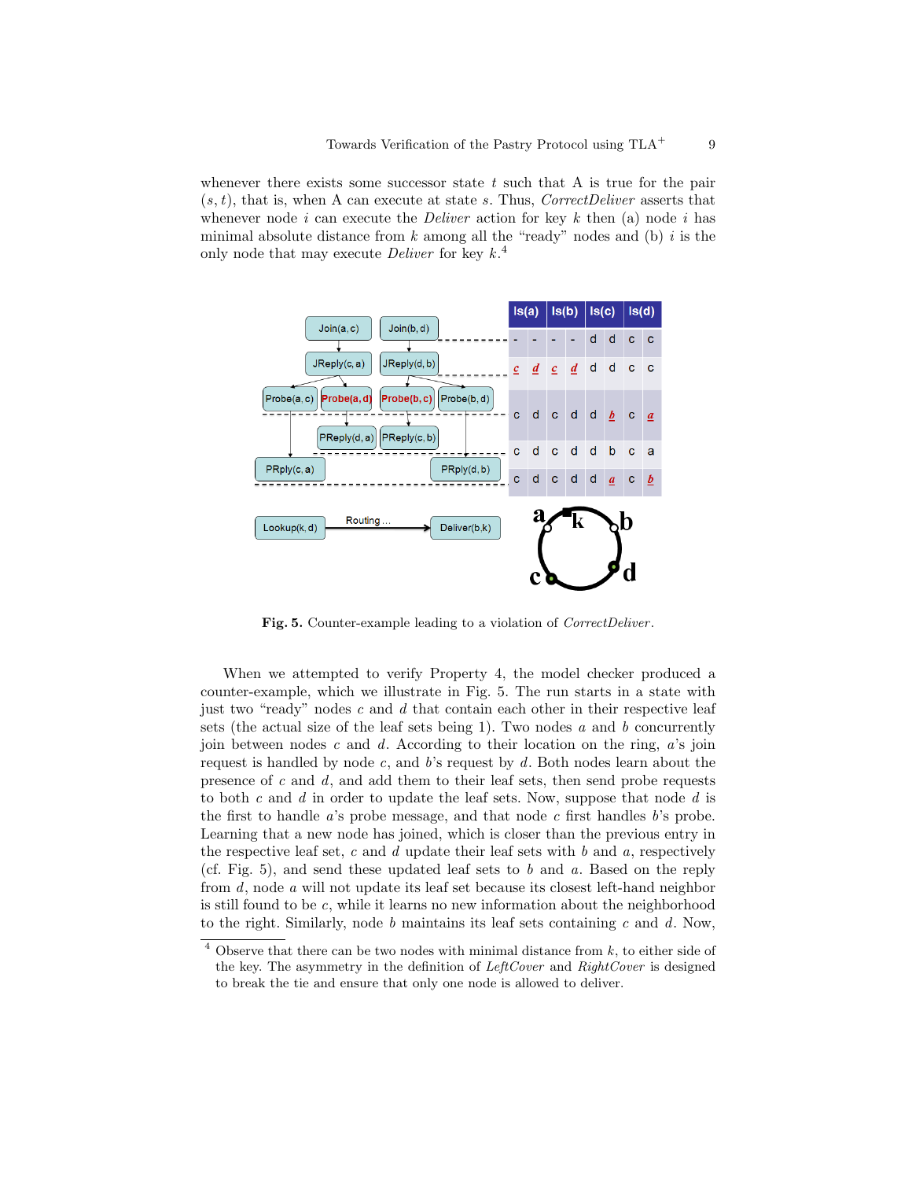whenever there exists some successor state $t$ such that A is true for the pair $(s, t)$, that is, when A can execute at state $s$. Thus, *CorrectDeliver* asserts that whenever node $i$ can execute the *Deliver* action for key $k$ then (a) node $i$ has minimal absolute distance from $k$ among all the "ready" nodes and (b) $i$ is the only node that may execute *Deliver* for key $k$.[4]

**Fig. 5.** Counter-example leading to a violation of *CorrectDeliver*.

When we attempted to verify Property 4, the model checker produced a counter-example, which we illustrate in Fig. 5. The run starts in a state with just two "ready" nodes $c$ and $d$ that contain each other in their respective leaf sets (the actual size of the leaf sets being 1). Two nodes $a$ and $b$ concurrently join between nodes $c$ and $d$. According to their location on the ring, $a$'s join request is handled by node $c$, and $b$'s request by $d$. Both nodes learn about the presence of $c$ and $d$, and add them to their leaf sets, then send probe requests to both $c$ and $d$ in order to update the leaf sets. Now, suppose that node $d$ is the first to handle $a$'s probe message, and that node $c$ first handles $b$'s probe. Learning that a new node has joined, which is closer than the previous entry in the respective leaf set, $c$ and $d$ update their leaf sets with $b$ and $a$, respectively (cf. Fig. 5), and send these updated leaf sets to $b$ and $a$. Based on the reply from $d$, node $a$ will not update its leaf set because its closest left-hand neighbor is still found to be $c$, while it learns no new information about the neighborhood to the right. Similarly, node $b$ maintains its leaf sets containing $c$ and $d$. Now,

[4] Observe that there can be two nodes with minimal distance from $k$, to either side of the key. The asymmetry in the definition of *LeftCover* and *RightCover* is designed to break the tie and ensure that only one node is allowed to deliver.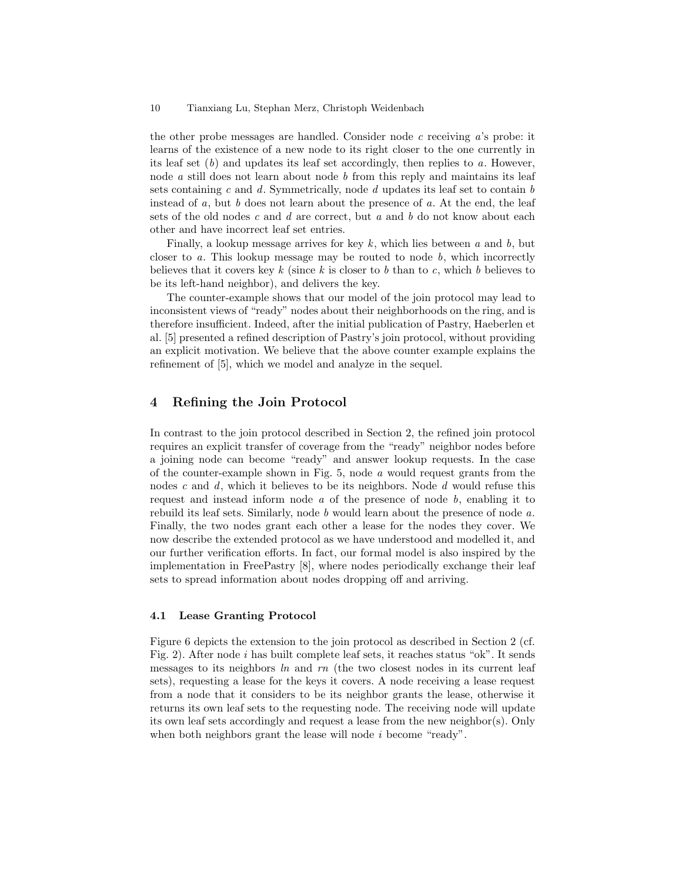the other probe messages are handled. Consider node $c$ receiving $a$'s probe: it learns of the existence of a new node to its right closer to the one currently in its leaf set ($b$) and updates its leaf set accordingly, then replies to $a$. However, node $a$ still does not learn about node $b$ from this reply and maintains its leaf sets containing $c$ and $d$. Symmetrically, node $d$ updates its leaf set to contain $b$ instead of $a$, but $b$ does not learn about the presence of $a$. At the end, the leaf sets of the old nodes $c$ and $d$ are correct, but $a$ and $b$ do not know about each other and have incorrect leaf set entries.

Finally, a lookup message arrives for key $k$, which lies between $a$ and $b$, but closer to $a$. This lookup message may be routed to node $b$, which incorrectly believes that it covers key $k$ (since $k$ is closer to $b$ than to $c$, which $b$ believes to be its left-hand neighbor), and delivers the key.

The counter-example shows that our model of the join protocol may lead to inconsistent views of "ready" nodes about their neighborhoods on the ring, and is therefore insufficient. Indeed, after the initial publication of Pastry, Haeberlen et al. [5] presented a refined description of Pastry's join protocol, without providing an explicit motivation. We believe that the above counter example explains the refinement of [5], which we model and analyze in the sequel.

## 4 Refining the Join Protocol

In contrast to the join protocol described in Section 2, the refined join protocol requires an explicit transfer of coverage from the "ready" neighbor nodes before a joining node can become "ready" and answer lookup requests. In the case of the counter-example shown in Fig. 5, node $a$ would request grants from the nodes $c$ and $d$, which it believes to be its neighbors. Node $d$ would refuse this request and instead inform node $a$ of the presence of node $b$, enabling it to rebuild its leaf sets. Similarly, node $b$ would learn about the presence of node $a$. Finally, the two nodes grant each other a lease for the nodes they cover. We now describe the extended protocol as we have understood and modelled it, and our further verification efforts. In fact, our formal model is also inspired by the implementation in FreePastry [8], where nodes periodically exchange their leaf sets to spread information about nodes dropping off and arriving.

### 4.1 Lease Granting Protocol

Figure 6 depicts the extension to the join protocol as described in Section 2 (cf. Fig. 2). After node $i$ has built complete leaf sets, it reaches status "ok". It sends messages to its neighbors $ln$ and $rn$ (the two closest nodes in its current leaf sets), requesting a lease for the keys it covers. A node receiving a lease request from a node that it considers to be its neighbor grants the lease, otherwise it returns its own leaf sets to the requesting node. The receiving node will update its own leaf sets accordingly and request a lease from the new neighbor(s). Only when both neighbors grant the lease will node $i$ become "ready".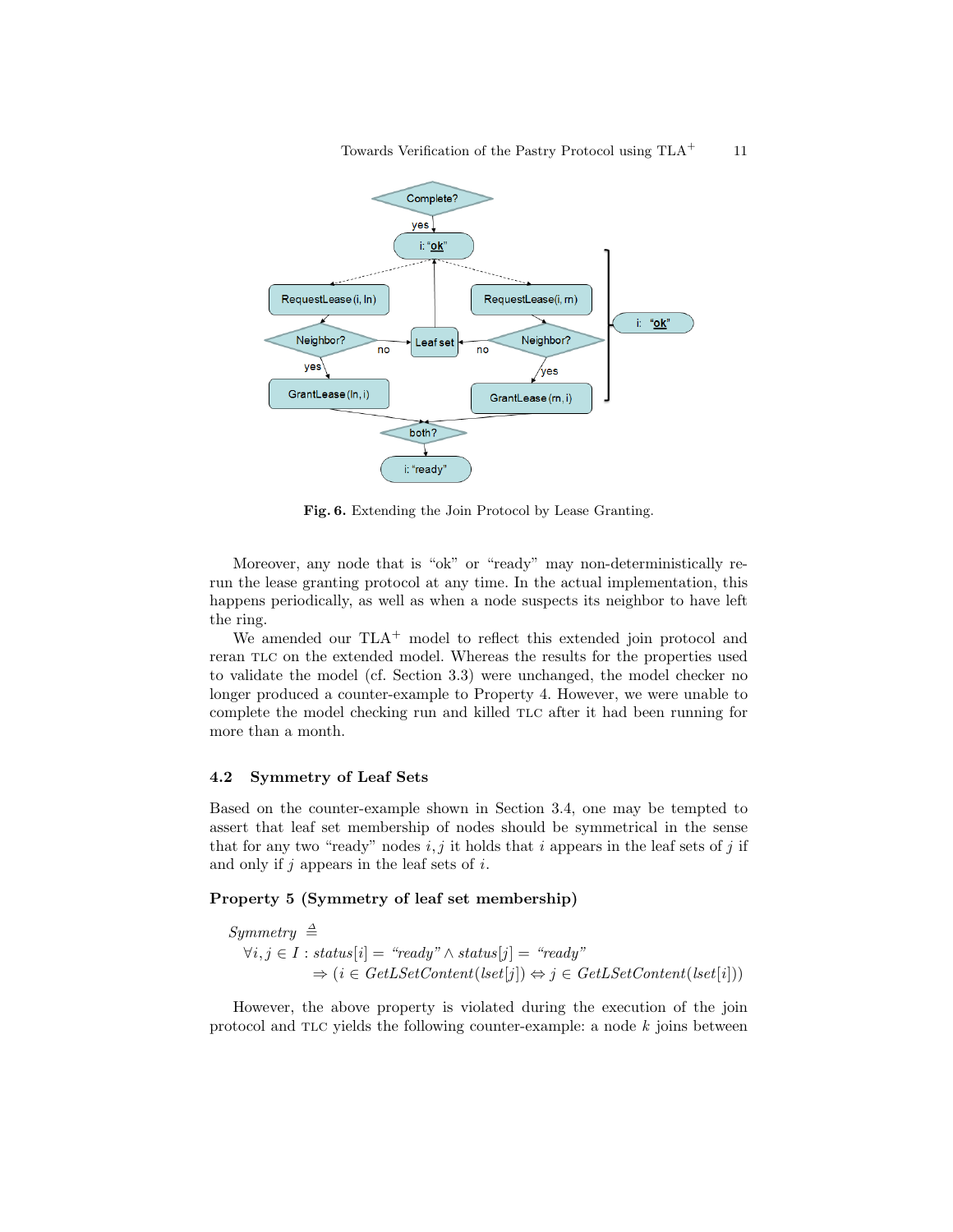Fig. 6. Extending the Join Protocol by Lease Granting.

Moreover, any node that is "ok" or "ready" may non-deterministically re-run the lease granting protocol at any time. In the actual implementation, this happens periodically, as well as when a node suspects its neighbor to have left the ring.

We amended our TLA$^+$ model to reflect this extended join protocol and reran TLC on the extended model. Whereas the results for the properties used to validate the model (cf. Section 3.3) were unchanged, the model checker no longer produced a counter-example to Property 4. However, we were unable to complete the model checking run and killed TLC after it had been running for more than a month.

### 4.2 Symmetry of Leaf Sets

Based on the counter-example shown in Section 3.4, one may be tempted to assert that leaf set membership of nodes should be symmetrical in the sense that for any two "ready" nodes $i, j$ it holds that $i$ appears in the leaf sets of $j$ if and only if $j$ appears in the leaf sets of $i$.

**Property 5 (Symmetry of leaf set membership)**

$$
\begin{aligned}
&\mathit{Symmetry} \triangleq \\
&\quad \forall i, j \in I : \mathit{status}[i] = \text{"ready"} \wedge \mathit{status}[j] = \text{"ready"} \\
&\qquad\qquad \Rightarrow (i \in \mathit{GetLSetContent}(\mathit{lset}[j]) \Leftrightarrow j \in \mathit{GetLSetContent}(\mathit{lset}[i]))
\end{aligned}
$$

However, the above property is violated during the execution of the join protocol and TLC yields the following counter-example: a node $k$ joins between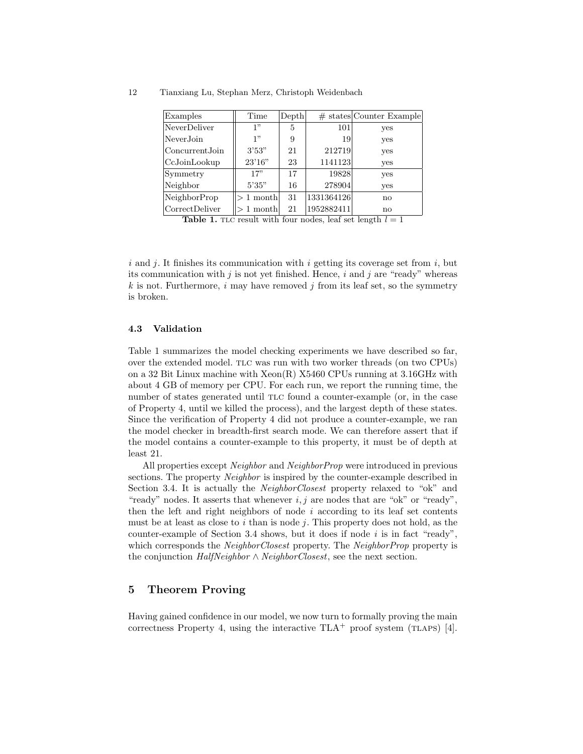| Examples | Time | Depth | # states | Counter Example |
|---|---|---|---|---|
| NeverDeliver | 1" | 5 | 101 | yes |
| NeverJoin | 1" | 9 | 19 | yes |
| ConcurrentJoin | 3'53" | 21 | 212719 | yes |
| CcJoinLookup | 23'16" | 23 | 1141123 | yes |
| Symmetry | 17" | 17 | 19828 | yes |
| Neighbor | 5'35" | 16 | 278904 | yes |
| NeighborProp | > 1 month | 31 | 1331364126 | no |
| CorrectDeliver | > 1 month | 21 | 1952882411 | no |

**Table 1.** TLC result with four nodes, leaf set length $l = 1$

$i$ and $j$. It finishes its communication with $i$ getting its coverage set from $i$, but its communication with $j$ is not yet finished. Hence, $i$ and $j$ are "ready" whereas $k$ is not. Furthermore, $i$ may have removed $j$ from its leaf set, so the symmetry is broken.

### 4.3 Validation

Table 1 summarizes the model checking experiments we have described so far, over the extended model. TLC was run with two worker threads (on two CPUs) on a 32 Bit Linux machine with Xeon(R) X5460 CPUs running at 3.16GHz with about 4 GB of memory per CPU. For each run, we report the running time, the number of states generated until TLC found a counter-example (or, in the case of Property 4, until we killed the process), and the largest depth of these states. Since the verification of Property 4 did not produce a counter-example, we ran the model checker in breadth-first search mode. We can therefore assert that if the model contains a counter-example to this property, it must be of depth at least 21.

All properties except *Neighbor* and *NeighborProp* were introduced in previous sections. The property *Neighbor* is inspired by the counter-example described in Section 3.4. It is actually the *NeighborClosest* property relaxed to "ok" and "ready" nodes. It asserts that whenever $i, j$ are nodes that are "ok" or "ready", then the left and right neighbors of node $i$ according to its leaf set contents must be at least as close to $i$ than is node $j$. This property does not hold, as the counter-example of Section 3.4 shows, but it does if node $i$ is in fact "ready", which corresponds the *NeighborClosest* property. The *NeighborProp* property is the conjunction $HalfNeighbor \wedge NeighborClosest$, see the next section.

## 5 Theorem Proving

Having gained confidence in our model, we now turn to formally proving the main correctness Property 4, using the interactive TLA$^+$ proof system (TLAPS) [4].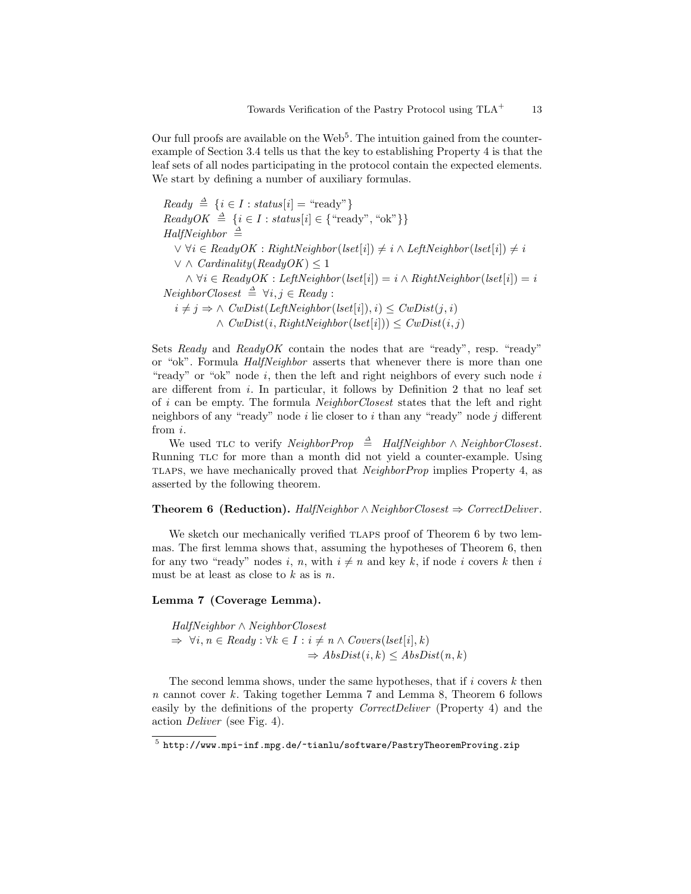Our full proofs are available on the Web[5]. The intuition gained from the counter-example of Section 3.4 tells us that the key to establishing Property 4 is that the leaf sets of all nodes participating in the protocol contain the expected elements. We start by defining a number of auxiliary formulas.

$$
\begin{aligned}
&\mathit{Ready} \triangleq \{i \in I : \mathit{status}[i] = \text{“ready”}\}\\
&\mathit{ReadyOK} \triangleq \{i \in I : \mathit{status}[i] \in \{\text{“ready”}, \text{“ok”}\}\}\\
&\mathit{HalfNeighbor} \triangleq\\
&\quad \lor\ \forall i \in \mathit{ReadyOK} : \mathit{RightNeighbor}(\mathit{lset}[i]) \neq i \land \mathit{LeftNeighbor}(\mathit{lset}[i]) \neq i\\
&\quad \lor\ \land\ \mathit{Cardinality}(\mathit{ReadyOK}) \leq 1\\
&\qquad \land\ \forall i \in \mathit{ReadyOK} : \mathit{LeftNeighbor}(\mathit{lset}[i]) = i \land \mathit{RightNeighbor}(\mathit{lset}[i]) = i\\
&\mathit{NeighborClosest} \triangleq \forall i, j \in \mathit{Ready} :\\
&\quad i \neq j \Rightarrow \land\ \mathit{CwDist}(\mathit{LeftNeighbor}(\mathit{lset}[i]), i) \leq \mathit{CwDist}(j, i)\\
&\qquad\qquad\quad \land\ \mathit{CwDist}(i, \mathit{RightNeighbor}(\mathit{lset}[i])) \leq \mathit{CwDist}(i, j)
\end{aligned}
$$

Sets *Ready* and *ReadyOK* contain the nodes that are “ready”, resp. “ready” or “ok”. Formula *HalfNeighbor* asserts that whenever there is more than one “ready” or “ok” node $i$, then the left and right neighbors of every such node $i$ are different from $i$. In particular, it follows by Definition 2 that no leaf set of $i$ can be empty. The formula *NeighborClosest* states that the left and right neighbors of any “ready” node $i$ lie closer to $i$ than any “ready” node $j$ different from $i$.

We used TLC to verify $\mathit{NeighborProp} \triangleq \mathit{HalfNeighbor} \land \mathit{NeighborClosest}$. Running TLC for more than a month did not yield a counter-example. Using TLAPS, we have mechanically proved that *NeighborProp* implies Property 4, as asserted by the following theorem.

**Theorem 6 (Reduction).** $\mathit{HalfNeighbor} \land \mathit{NeighborClosest} \Rightarrow \mathit{CorrectDeliver}$.

We sketch our mechanically verified TLAPS proof of Theorem 6 by two lemmas. The first lemma shows that, assuming the hypotheses of Theorem 6, then for any two “ready” nodes $i$, $n$, with $i \neq n$ and key $k$, if node $i$ covers $k$ then $i$ must be at least as close to $k$ as is $n$.

**Lemma 7 (Coverage Lemma).**

$$
\begin{aligned}
&\mathit{HalfNeighbor} \land \mathit{NeighborClosest}\\
&\Rightarrow\ \forall i, n \in \mathit{Ready} : \forall k \in I : i \neq n \land \mathit{Covers}(\mathit{lset}[i], k)\\
&\qquad\qquad\qquad\qquad\qquad \Rightarrow \mathit{AbsDist}(i, k) \leq \mathit{AbsDist}(n, k)
\end{aligned}
$$

The second lemma shows, under the same hypotheses, that if $i$ covers $k$ then $n$ cannot cover $k$. Taking together Lemma 7 and Lemma 8, Theorem 6 follows easily by the definitions of the property *CorrectDeliver* (Property 4) and the action *Deliver* (see Fig. 4).

[5] `http://www.mpi-inf.mpg.de/~tianlu/software/PastryTheoremProving.zip`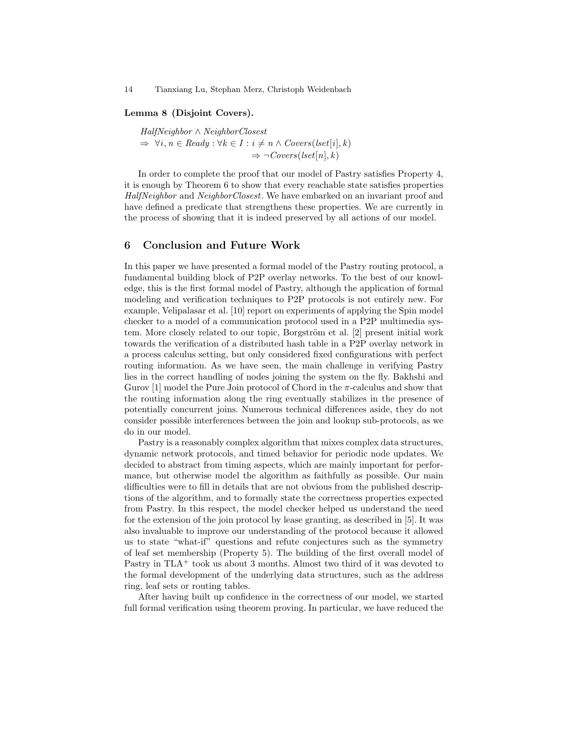**Lemma 8 (Disjoint Covers).**

$$
\begin{aligned}
& \mathit{HalfNeighbor} \land \mathit{NeighborClosest} \\
& \Rightarrow \; \forall i, n \in \mathit{Ready} : \forall k \in I : i \neq n \land \mathit{Covers}(\mathit{lset}[i], k) \\
& \qquad\qquad\qquad\qquad\qquad\quad \Rightarrow \neg \mathit{Covers}(\mathit{lset}[n], k)
\end{aligned}
$$

In order to complete the proof that our model of Pastry satisfies Property 4, it is enough by Theorem 6 to show that every reachable state satisfies properties *HalfNeighbor* and *NeighborClosest*. We have embarked on an invariant proof and have defined a predicate that strengthens these properties. We are currently in the process of showing that it is indeed preserved by all actions of our model.

## 6 Conclusion and Future Work

In this paper we have presented a formal model of the Pastry routing protocol, a fundamental building block of P2P overlay networks. To the best of our knowledge, this is the first formal model of Pastry, although the application of formal modeling and verification techniques to P2P protocols is not entirely new. For example, Velipalasar et al. [10] report on experiments of applying the Spin model checker to a model of a communication protocol used in a P2P multimedia system. More closely related to our topic, Borgström et al. [2] present initial work towards the verification of a distributed hash table in a P2P overlay network in a process calculus setting, but only considered fixed configurations with perfect routing information. As we have seen, the main challenge in verifying Pastry lies in the correct handling of nodes joining the system on the fly. Bakhshi and Gurov [1] model the Pure Join protocol of Chord in the $\pi$-calculus and show that the routing information along the ring eventually stabilizes in the presence of potentially concurrent joins. Numerous technical differences aside, they do not consider possible interferences between the join and lookup sub-protocols, as we do in our model.

Pastry is a reasonably complex algorithm that mixes complex data structures, dynamic network protocols, and timed behavior for periodic node updates. We decided to abstract from timing aspects, which are mainly important for performance, but otherwise model the algorithm as faithfully as possible. Our main difficulties were to fill in details that are not obvious from the published descriptions of the algorithm, and to formally state the correctness properties expected from Pastry. In this respect, the model checker helped us understand the need for the extension of the join protocol by lease granting, as described in [5]. It was also invaluable to improve our understanding of the protocol because it allowed us to state "what-if" questions and refute conjectures such as the symmetry of leaf set membership (Property 5). The building of the first overall model of Pastry in TLA$^+$ took us about 3 months. Almost two third of it was devoted to the formal development of the underlying data structures, such as the address ring, leaf sets or routing tables.

After having built up confidence in the correctness of our model, we started full formal verification using theorem proving. In particular, we have reduced the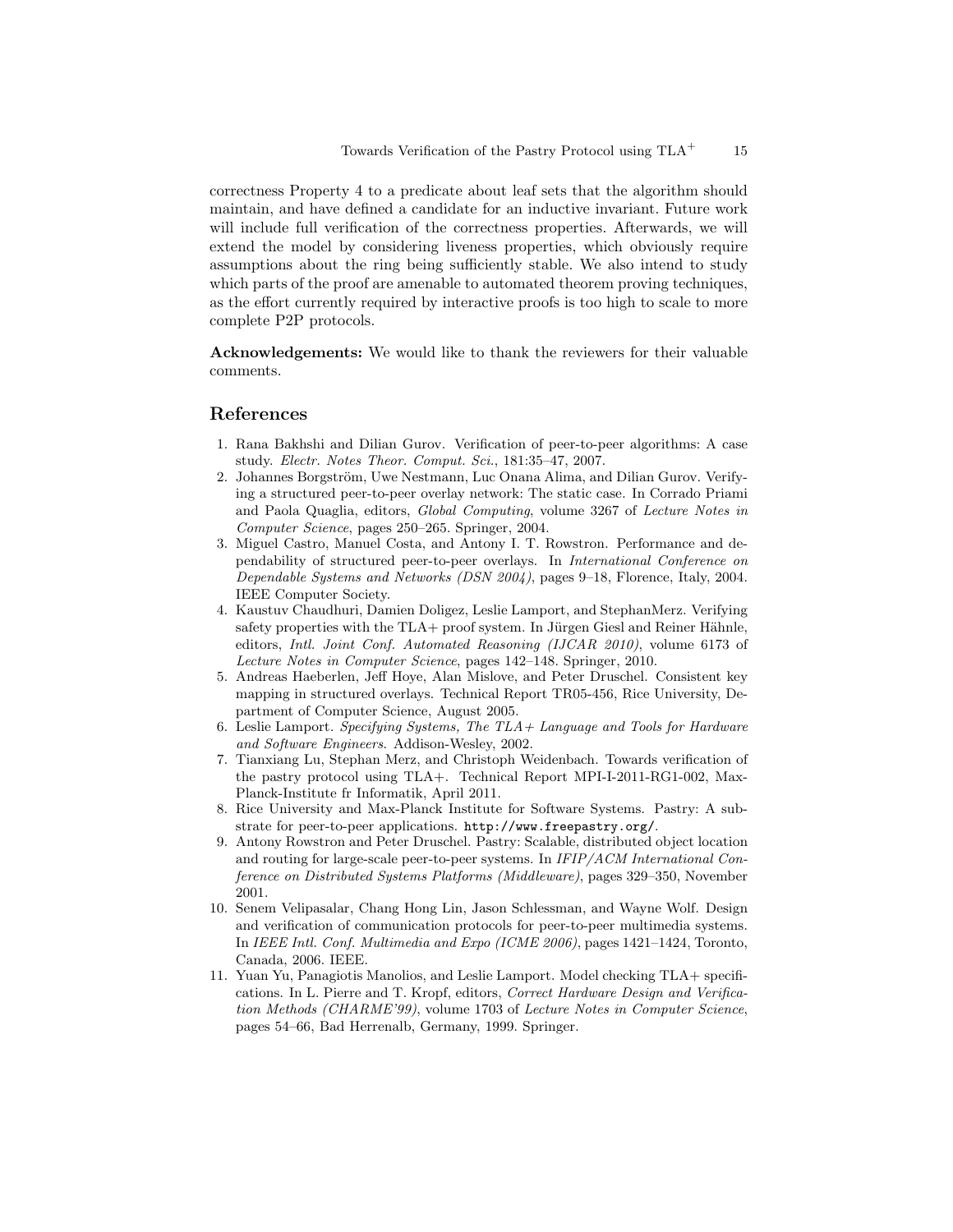correctness Property 4 to a predicate about leaf sets that the algorithm should maintain, and have defined a candidate for an inductive invariant. Future work will include full verification of the correctness properties. Afterwards, we will extend the model by considering liveness properties, which obviously require assumptions about the ring being sufficiently stable. We also intend to study which parts of the proof are amenable to automated theorem proving techniques, as the effort currently required by interactive proofs is too high to scale to more complete P2P protocols.

**Acknowledgements:** We would like to thank the reviewers for their valuable comments.

## References

1. Rana Bakhshi and Dilian Gurov. Verification of peer-to-peer algorithms: A case study. *Electr. Notes Theor. Comput. Sci.*, 181:35–47, 2007.
2. Johannes Borgström, Uwe Nestmann, Luc Onana Alima, and Dilian Gurov. Verifying a structured peer-to-peer overlay network: The static case. In Corrado Priami and Paola Quaglia, editors, *Global Computing*, volume 3267 of *Lecture Notes in Computer Science*, pages 250–265. Springer, 2004.
3. Miguel Castro, Manuel Costa, and Antony I. T. Rowstron. Performance and dependability of structured peer-to-peer overlays. In *International Conference on Dependable Systems and Networks (DSN 2004)*, pages 9–18, Florence, Italy, 2004. IEEE Computer Society.
4. Kaustuv Chaudhuri, Damien Doligez, Leslie Lamport, and StephanMerz. Verifying safety properties with the TLA+ proof system. In Jürgen Giesl and Reiner Hähnle, editors, *Intl. Joint Conf. Automated Reasoning (IJCAR 2010)*, volume 6173 of *Lecture Notes in Computer Science*, pages 142–148. Springer, 2010.
5. Andreas Haeberlen, Jeff Hoye, Alan Mislove, and Peter Druschel. Consistent key mapping in structured overlays. Technical Report TR05-456, Rice University, Department of Computer Science, August 2005.
6. Leslie Lamport. *Specifying Systems, The TLA+ Language and Tools for Hardware and Software Engineers*. Addison-Wesley, 2002.
7. Tianxiang Lu, Stephan Merz, and Christoph Weidenbach. Towards verification of the pastry protocol using TLA+. Technical Report MPI-I-2011-RG1-002, Max-Planck-Institute fr Informatik, April 2011.
8. Rice University and Max-Planck Institute for Software Systems. Pastry: A substrate for peer-to-peer applications. `http://www.freepastry.org/`.
9. Antony Rowstron and Peter Druschel. Pastry: Scalable, distributed object location and routing for large-scale peer-to-peer systems. In *IFIP/ACM International Conference on Distributed Systems Platforms (Middleware)*, pages 329–350, November 2001.
10. Senem Velipasalar, Chang Hong Lin, Jason Schlessman, and Wayne Wolf. Design and verification of communication protocols for peer-to-peer multimedia systems. In *IEEE Intl. Conf. Multimedia and Expo (ICME 2006)*, pages 1421–1424, Toronto, Canada, 2006. IEEE.
11. Yuan Yu, Panagiotis Manolios, and Leslie Lamport. Model checking TLA+ specifications. In L. Pierre and T. Kropf, editors, *Correct Hardware Design and Verification Methods (CHARME'99)*, volume 1703 of *Lecture Notes in Computer Science*, pages 54–66, Bad Herrenalb, Germany, 1999. Springer.